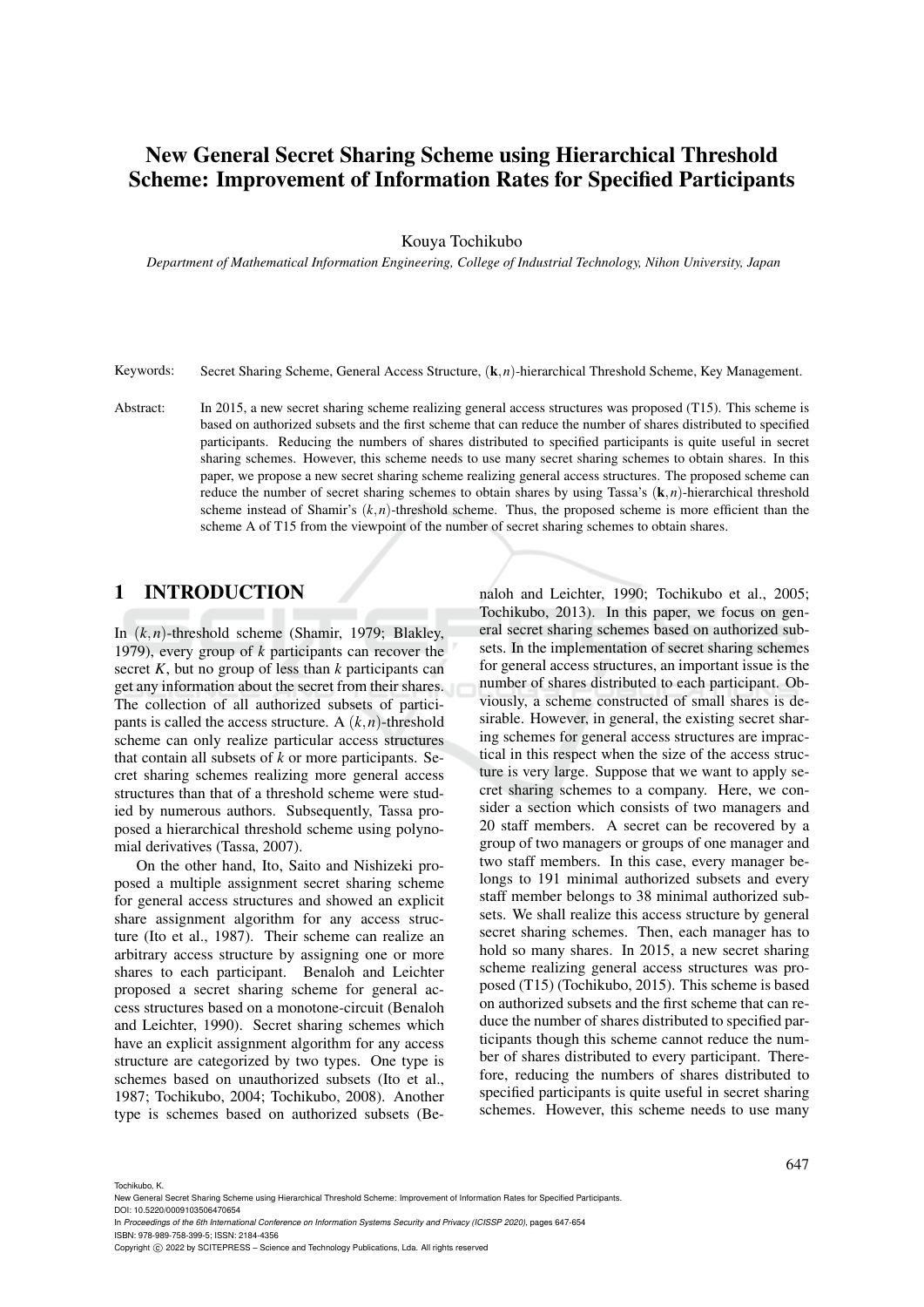# New General Secret Sharing Scheme using Hierarchical Threshold Scheme: Improvement of Information Rates for Specified Participants

Kouya Tochikubo

*Department of Mathematical Information Engineering, College of Industrial Technology, Nihon University, Japan*

Keywords: Secret Sharing Scheme, General Access Structure, $(\mathbf{k},n)$-hierarchical Threshold Scheme, Key Management.

Abstract: In 2015, a new secret sharing scheme realizing general access structures was proposed (T15). This scheme is based on authorized subsets and the first scheme that can reduce the number of shares distributed to specified participants. Reducing the numbers of shares distributed to specified participants is quite useful in secret sharing schemes. However, this scheme needs to use many secret sharing schemes to obtain shares. In this paper, we propose a new secret sharing scheme realizing general access structures. The proposed scheme can reduce the number of secret sharing schemes to obtain shares by using Tassa's $(\mathbf{k},n)$-hierarchical threshold scheme instead of Shamir's $(k,n)$-threshold scheme. Thus, the proposed scheme is more efficient than the scheme A of T15 from the viewpoint of the number of secret sharing schemes to obtain shares.

## 1 INTRODUCTION

In $(k,n)$-threshold scheme (Shamir, 1979; Blakley, 1979), every group of $k$ participants can recover the secret $K$, but no group of less than $k$ participants can get any information about the secret from their shares. The collection of all authorized subsets of participants is called the access structure. A $(k,n)$-threshold scheme can only realize particular access structures that contain all subsets of $k$ or more participants. Secret sharing schemes realizing more general access structures than that of a threshold scheme were studied by numerous authors. Subsequently, Tassa proposed a hierarchical threshold scheme using polynomial derivatives (Tassa, 2007).

On the other hand, Ito, Saito and Nishizeki proposed a multiple assignment secret sharing scheme for general access structures and showed an explicit share assignment algorithm for any access structure (Ito et al., 1987). Their scheme can realize an arbitrary access structure by assigning one or more shares to each participant. Benaloh and Leichter proposed a secret sharing scheme for general access structures based on a monotone-circuit (Benaloh and Leichter, 1990). Secret sharing schemes which have an explicit assignment algorithm for any access structure are categorized by two types. One type is schemes based on unauthorized subsets (Ito et al., 1987; Tochikubo, 2004; Tochikubo, 2008). Another type is schemes based on authorized subsets (Benaloh and Leichter, 1990; Tochikubo et al., 2005; Tochikubo, 2013). In this paper, we focus on general secret sharing schemes based on authorized subsets. In the implementation of secret sharing schemes for general access structures, an important issue is the number of shares distributed to each participant. Obviously, a scheme constructed of small shares is desirable. However, in general, the existing secret sharing schemes for general access structures are impractical in this respect when the size of the access structure is very large. Suppose that we want to apply secret sharing schemes to a company. Here, we consider a section which consists of two managers and 20 staff members. A secret can be recovered by a group of two managers or groups of one manager and two staff members. In this case, every manager belongs to 191 minimal authorized subsets and every staff member belongs to 38 minimal authorized subsets. We shall realize this access structure by general secret sharing schemes. Then, each manager has to hold so many shares. In 2015, a new secret sharing scheme realizing general access structures was proposed (T15) (Tochikubo, 2015). This scheme is based on authorized subsets and the first scheme that can reduce the number of shares distributed to specified participants though this scheme cannot reduce the number of shares distributed to every participant. Therefore, reducing the numbers of shares distributed to specified participants is quite useful in secret sharing schemes. However, this scheme needs to use many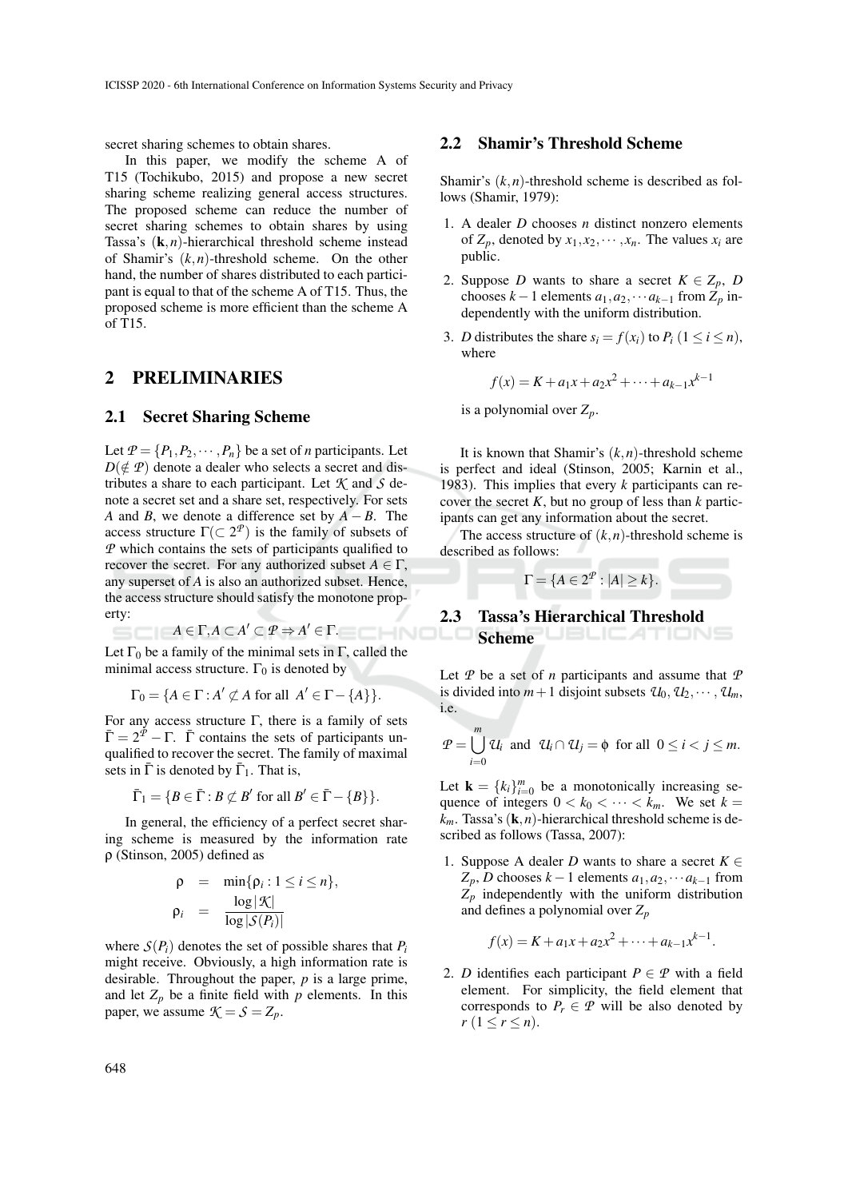secret sharing schemes to obtain shares.

In this paper, we modify the scheme A of T15 (Tochikubo, 2015) and propose a new secret sharing scheme realizing general access structures. The proposed scheme can reduce the number of secret sharing schemes to obtain shares by using Tassa's $(\mathbf{k},n)$-hierarchical threshold scheme instead of Shamir's $(k,n)$-threshold scheme. On the other hand, the number of shares distributed to each participant is equal to that of the scheme A of T15. Thus, the proposed scheme is more efficient than the scheme A of T15.

## 2 PRELIMINARIES

### 2.1 Secret Sharing Scheme

Let $\mathcal{P} = \{P_1, P_2, \cdots, P_n\}$ be a set of $n$ participants. Let $D(\notin \mathcal{P})$ denote a dealer who selects a secret and distributes a share to each participant. Let $\mathcal{K}$ and $\mathcal{S}$ denote a secret set and a share set, respectively. For sets $A$ and $B$, we denote a difference set by $A-B$. The access structure $\Gamma(\subset 2^{\mathcal{P}})$ is the family of subsets of $\mathcal{P}$ which contains the sets of participants qualified to recover the secret. For any authorized subset $A \in \Gamma$, any superset of $A$ is also an authorized subset. Hence, the access structure should satisfy the monotone property:

$$A \in \Gamma, A \subset A' \subset \mathcal{P} \Rightarrow A' \in \Gamma.$$

Let $\Gamma_0$ be a family of the minimal sets in $\Gamma$, called the minimal access structure. $\Gamma_0$ is denoted by

$$\Gamma_0 = \{A \in \Gamma : A' \not\subset A \text{ for all } A' \in \Gamma - \{A\}\}.$$

For any access structure $\Gamma$, there is a family of sets $\bar{\Gamma} = 2^{\mathcal{P}} - \Gamma$. $\bar{\Gamma}$ contains the sets of participants unqualified to recover the secret. The family of maximal sets in $\bar{\Gamma}$ is denoted by $\bar{\Gamma}_1$. That is,

$$\bar{\Gamma}_1 = \{B \in \bar{\Gamma} : B \not\subset B' \text{ for all } B' \in \bar{\Gamma} - \{B\}\}.$$

In general, the efficiency of a perfect secret sharing scheme is measured by the information rate $\rho$ (Stinson, 2005) defined as

$$\begin{aligned}\rho &= \min\{\rho_i : 1 \leq i \leq n\},\\ \rho_i &= \frac{\log|\mathcal{K}|}{\log|\mathcal{S}(P_i)|}\end{aligned}$$

where $\mathcal{S}(P_i)$ denotes the set of possible shares that $P_i$ might receive. Obviously, a high information rate is desirable. Throughout the paper, $p$ is a large prime, and let $Z_p$ be a finite field with $p$ elements. In this paper, we assume $\mathcal{K} = \mathcal{S} = Z_p$.

### 2.2 Shamir's Threshold Scheme

Shamir's $(k,n)$-threshold scheme is described as follows (Shamir, 1979):

1. A dealer $D$ chooses $n$ distinct nonzero elements of $Z_p$, denoted by $x_1, x_2, \cdots, x_n$. The values $x_i$ are public.
2. Suppose $D$ wants to share a secret $K \in Z_p$, $D$ chooses $k-1$ elements $a_1, a_2, \cdots a_{k-1}$ from $Z_p$ independently with the uniform distribution.
3. $D$ distributes the share $s_i = f(x_i)$ to $P_i$ $(1 \leq i \leq n)$, where

$$f(x) = K + a_1 x + a_2 x^2 + \cdots + a_{k-1} x^{k-1}$$

is a polynomial over $Z_p$.

It is known that Shamir's $(k,n)$-threshold scheme is perfect and ideal (Stinson, 2005; Karnin et al., 1983). This implies that every $k$ participants can recover the secret $K$, but no group of less than $k$ participants can get any information about the secret.

The access structure of $(k,n)$-threshold scheme is described as follows:

$$\Gamma = \{A \in 2^{\mathcal{P}} : |A| \geq k\}.$$

### 2.3 Tassa's Hierarchical Threshold Scheme

Let $\mathcal{P}$ be a set of $n$ participants and assume that $\mathcal{P}$ is divided into $m+1$ disjoint subsets $\mathcal{U}_0, \mathcal{U}_2, \cdots, \mathcal{U}_m$, i.e.

$$\mathcal{P} = \bigcup_{i=0}^{m} \mathcal{U}_i \text{ and } \mathcal{U}_i \cap \mathcal{U}_j = \phi \text{ for all } 0 \leq i < j \leq m.$$

Let $\mathbf{k} = \{k_i\}_{i=0}^{m}$ be a monotonically increasing sequence of integers $0 < k_0 < \cdots < k_m$. We set $k = k_m$. Tassa's $(\mathbf{k},n)$-hierarchical threshold scheme is described as follows (Tassa, 2007):

1. Suppose A dealer $D$ wants to share a secret $K \in Z_p$, $D$ chooses $k-1$ elements $a_1, a_2, \cdots a_{k-1}$ from $Z_p$ independently with the uniform distribution and defines a polynomial over $Z_p$

$$f(x) = K + a_1 x + a_2 x^2 + \cdots + a_{k-1} x^{k-1}.$$

2. $D$ identifies each participant $P \in \mathcal{P}$ with a field element. For simplicity, the field element that corresponds to $P_r \in \mathcal{P}$ will be also denoted by $r$ $(1 \leq r \leq n)$.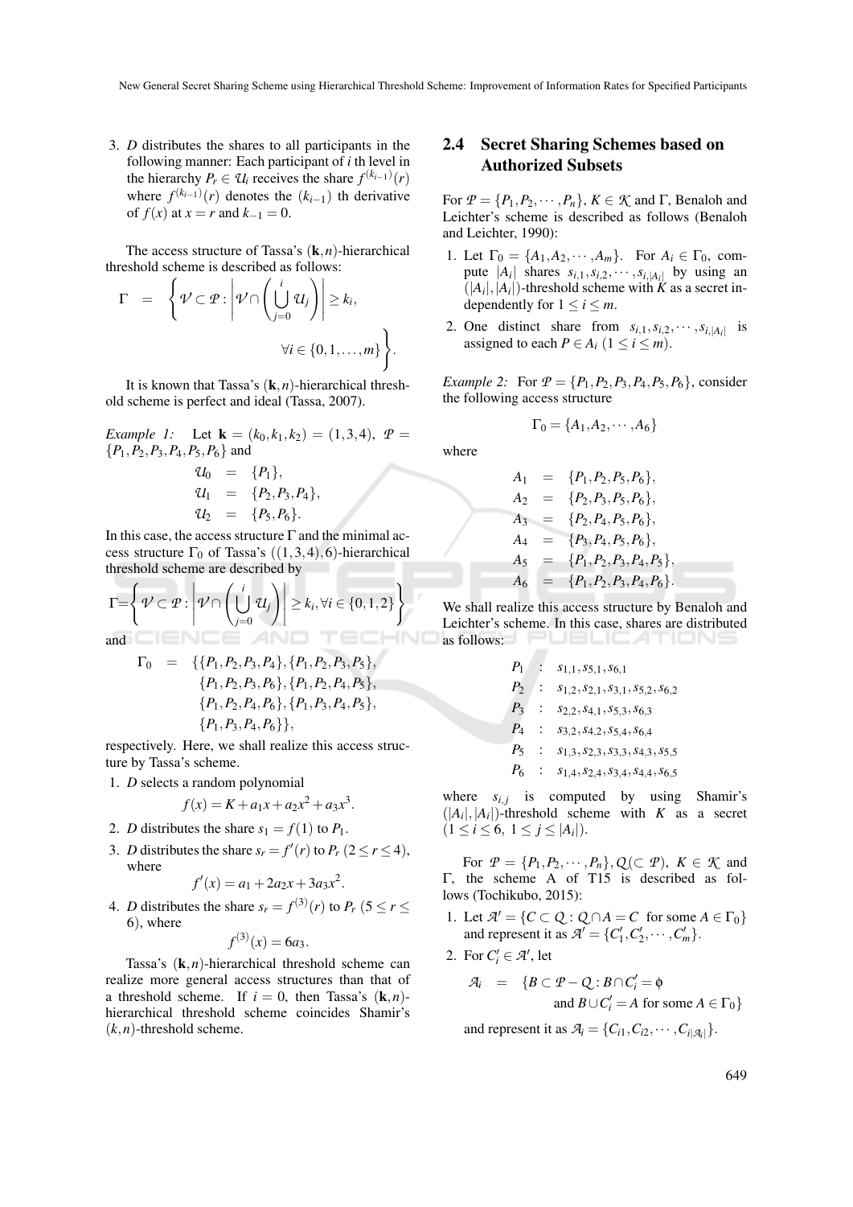3. $D$ distributes the shares to all participants in the following manner: Each participant of $i$ th level in the hierarchy $P_r \in \mathcal{U}_i$ receives the share $f^{(k_{i-1})}(r)$ where $f^{(k_{i-1})}(r)$ denotes the $(k_{i-1})$ th derivative of $f(x)$ at $x = r$ and $k_{-1} = 0$.

The access structure of Tassa's $(\mathbf{k}, n)$-hierarchical threshold scheme is described as follows:

$$\Gamma = \left\{ \mathcal{V} \subset \mathcal{P} : \left| \mathcal{V} \cap \left( \bigcup_{j=0}^{i} \mathcal{U}_j \right) \right| \geq k_i, \quad \forall i \in \{0, 1, \ldots, m\} \right\}.$$

It is known that Tassa's $(\mathbf{k}, n)$-hierarchical threshold scheme is perfect and ideal (Tassa, 2007).

*Example 1:* Let $\mathbf{k} = (k_0, k_1, k_2) = (1, 3, 4)$, $\mathcal{P} = \{P_1, P_2, P_3, P_4, P_5, P_6\}$ and

$$\begin{aligned} \mathcal{U}_0 &= \{P_1\}, \\ \mathcal{U}_1 &= \{P_2, P_3, P_4\}, \\ \mathcal{U}_2 &= \{P_5, P_6\}. \end{aligned}$$

In this case, the access structure $\Gamma$ and the minimal access structure $\Gamma_0$ of Tassa's $((1,3,4), 6)$-hierarchical threshold scheme are described by

$$\Gamma = \left\{ \mathcal{V} \subset \mathcal{P} : \left| \mathcal{V} \cap \left( \bigcup_{j=0}^{i} \mathcal{U}_j \right) \right| \geq k_i, \forall i \in \{0, 1, 2\} \right\}$$

and

$$\begin{aligned} \Gamma_0 = \{ & \{P_1, P_2, P_3, P_4\}, \{P_1, P_2, P_3, P_5\}, \\ & \{P_1, P_2, P_3, P_6\}, \{P_1, P_2, P_4, P_5\}, \\ & \{P_1, P_2, P_4, P_6\}, \{P_1, P_3, P_4, P_5\}, \\ & \{P_1, P_3, P_4, P_6\}\}, \end{aligned}$$

respectively. Here, we shall realize this access structure by Tassa's scheme.

1. $D$ selects a random polynomial
$$f(x) = K + a_1 x + a_2 x^2 + a_3 x^3.$$
2. $D$ distributes the share $s_1 = f(1)$ to $P_1$.
3. $D$ distributes the share $s_r = f'(r)$ to $P_r$ $(2 \leq r \leq 4)$, where
$$f'(x) = a_1 + 2a_2 x + 3a_3 x^2.$$
4. $D$ distributes the share $s_r = f^{(3)}(r)$ to $P_r$ $(5 \leq r \leq 6)$, where
$$f^{(3)}(x) = 6a_3.$$

Tassa's $(\mathbf{k}, n)$-hierarchical threshold scheme can realize more general access structures than that of a threshold scheme. If $i = 0$, then Tassa's $(\mathbf{k}, n)$-hierarchical threshold scheme coincides Shamir's $(k, n)$-threshold scheme.

## 2.4 Secret Sharing Schemes based on Authorized Subsets

For $\mathcal{P} = \{P_1, P_2, \cdots, P_n\}$, $K \in \mathcal{K}$ and $\Gamma$, Benaloh and Leichter's scheme is described as follows (Benaloh and Leichter, 1990):

1. Let $\Gamma_0 = \{A_1, A_2, \cdots, A_m\}$. For $A_i \in \Gamma_0$, compute $|A_i|$ shares $s_{i,1}, s_{i,2}, \cdots, s_{i,|A_i|}$ by using an $(|A_i|, |A_i|)$-threshold scheme with $K$ as a secret independently for $1 \leq i \leq m$.
2. One distinct share from $s_{i,1}, s_{i,2}, \cdots, s_{i,|A_i|}$ is assigned to each $P \in A_i$ $(1 \leq i \leq m)$.

*Example 2:* For $\mathcal{P} = \{P_1, P_2, P_3, P_4, P_5, P_6\}$, consider the following access structure

$$\Gamma_0 = \{A_1, A_2, \cdots, A_6\}$$

where

$$\begin{aligned} A_1 &= \{P_1, P_2, P_5, P_6\}, \\ A_2 &= \{P_2, P_3, P_5, P_6\}, \\ A_3 &= \{P_2, P_4, P_5, P_6\}, \\ A_4 &= \{P_3, P_4, P_5, P_6\}, \\ A_5 &= \{P_1, P_2, P_3, P_4, P_5\}, \\ A_6 &= \{P_1, P_2, P_3, P_4, P_6\}. \end{aligned}$$

We shall realize this access structure by Benaloh and Leichter's scheme. In this case, shares are distributed as follows:

$$\begin{aligned} P_1 &: \; s_{1,1}, s_{5,1}, s_{6,1} \\ P_2 &: \; s_{1,2}, s_{2,1}, s_{3,1}, s_{5,2}, s_{6,2} \\ P_3 &: \; s_{2,2}, s_{4,1}, s_{5,3}, s_{6,3} \\ P_4 &: \; s_{3,2}, s_{4,2}, s_{5,4}, s_{6,4} \\ P_5 &: \; s_{1,3}, s_{2,3}, s_{3,3}, s_{4,3}, s_{5,5} \\ P_6 &: \; s_{1,4}, s_{2,4}, s_{3,4}, s_{4,4}, s_{6,5} \end{aligned}$$

where $s_{i,j}$ is computed by using Shamir's $(|A_i|, |A_i|)$-threshold scheme with $K$ as a secret $(1 \leq i \leq 6, \; 1 \leq j \leq |A_i|)$.

For $\mathcal{P} = \{P_1, P_2, \cdots, P_n\}$, $\mathcal{Q} (\subset \mathcal{P})$, $K \in \mathcal{K}$ and $\Gamma$, the scheme A of T15 is described as follows (Tochikubo, 2015):

1. Let $\mathcal{A}' = \{C \subset \mathcal{Q} : \mathcal{Q} \cap A = C \text{ for some } A \in \Gamma_0\}$ and represent it as $\mathcal{A}' = \{C'_1, C'_2, \cdots, C'_m\}$.
2. For $C'_i \in \mathcal{A}'$, let
$$\begin{aligned} \mathcal{A}_i = \{ & B \subset \mathcal{P} - \mathcal{Q} : B \cap C'_i = \phi \\ & \text{and } B \cup C'_i = A \text{ for some } A \in \Gamma_0\} \end{aligned}$$
and represent it as $\mathcal{A}_i = \{C_{i1}, C_{i2}, \cdots, C_{i|\mathcal{A}_i|}\}$.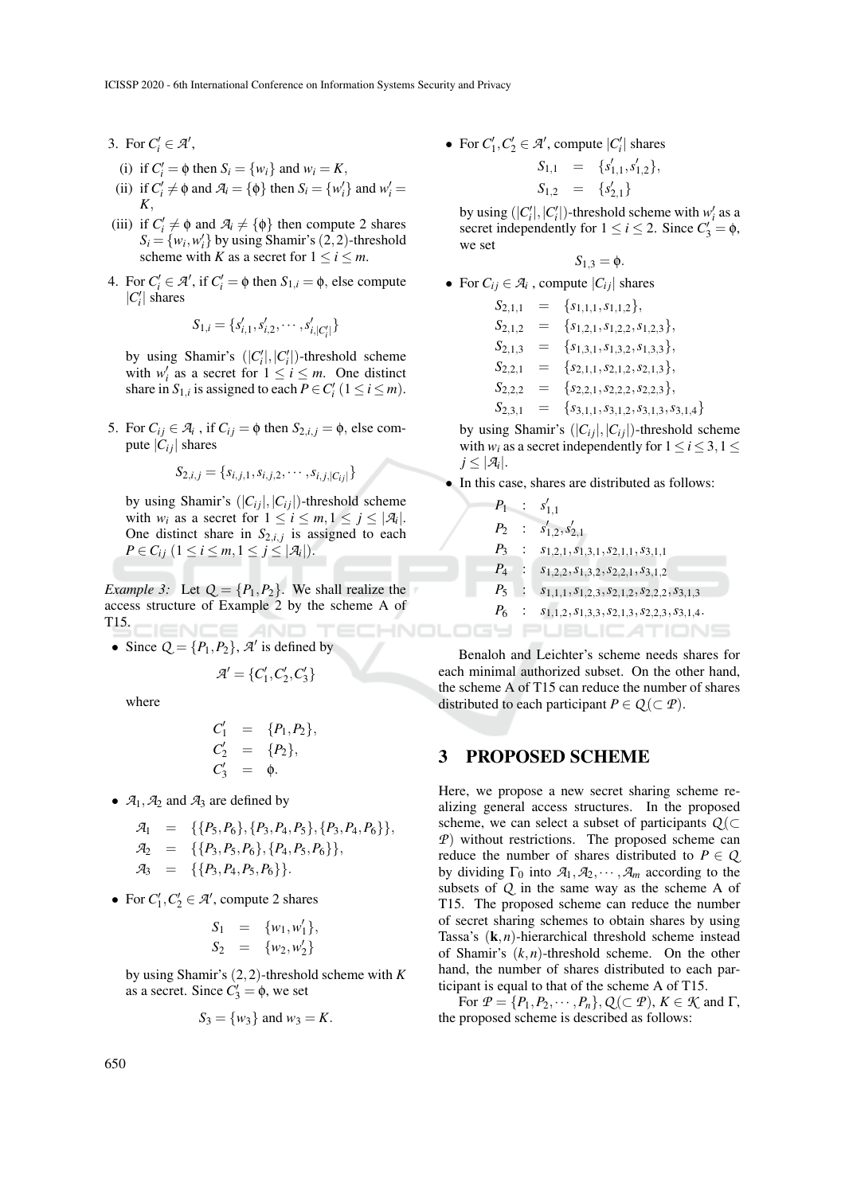3. For $C'_i \in \mathcal{A}'$,

   (i) if $C'_i = \phi$ then $S_i = \{w_i\}$ and $w_i = K$,

   (ii) if $C'_i \neq \phi$ and $\mathcal{A}_i = \{\phi\}$ then $S_i = \{w'_i\}$ and $w'_i = K$,

   (iii) if $C'_i \neq \phi$ and $\mathcal{A}_i \neq \{\phi\}$ then compute 2 shares $S_i = \{w_i, w'_i\}$ by using Shamir's $(2,2)$-threshold scheme with $K$ as a secret for $1 \leq i \leq m$.

4. For $C'_i \in \mathcal{A}'$, if $C'_i = \phi$ then $S_{1,i} = \phi$, else compute $|C'_i|$ shares

$$S_{1,i} = \{s'_{i,1}, s'_{i,2}, \cdots, s'_{i,|C'_i|}\}$$

   by using Shamir's $(|C'_i|, |C'_i|)$-threshold scheme with $w'_i$ as a secret for $1 \leq i \leq m$. One distinct share in $S_{1,i}$ is assigned to each $P \in C'_i$ $(1 \leq i \leq m)$.

5. For $C_{ij} \in \mathcal{A}_i$, if $C_{ij} = \phi$ then $S_{2,i,j} = \phi$, else compute $|C_{ij}|$ shares

$$S_{2,i,j} = \{s_{i,j,1}, s_{i,j,2}, \cdots, s_{i,j,|C_{ij}|}\}$$

   by using Shamir's $(|C_{ij}|, |C_{ij}|)$-threshold scheme with $w_i$ as a secret for $1 \leq i \leq m, 1 \leq j \leq |\mathcal{A}_i|$. One distinct share in $S_{2,i,j}$ is assigned to each $P \in C_{ij}$ $(1 \leq i \leq m, 1 \leq j \leq |\mathcal{A}_i|)$.

*Example 3:* Let $Q = \{P_1, P_2\}$. We shall realize the access structure of Example 2 by the scheme A of T15.

- Since $Q = \{P_1, P_2\}$, $\mathcal{A}'$ is defined by

$$\mathcal{A}' = \{C'_1, C'_2, C'_3\}$$

  where

$$\begin{aligned} C'_1 &= \{P_1, P_2\}, \\ C'_2 &= \{P_2\}, \\ C'_3 &= \phi. \end{aligned}$$

- $\mathcal{A}_1, \mathcal{A}_2$ and $\mathcal{A}_3$ are defined by

$$\begin{aligned} \mathcal{A}_1 &= \{\{P_5, P_6\}, \{P_3, P_4, P_5\}, \{P_3, P_4, P_6\}\}, \\ \mathcal{A}_2 &= \{\{P_3, P_5, P_6\}, \{P_4, P_5, P_6\}\}, \\ \mathcal{A}_3 &= \{\{P_3, P_4, P_5, P_6\}\}. \end{aligned}$$

- For $C'_1, C'_2 \in \mathcal{A}'$, compute 2 shares

$$\begin{aligned} S_1 &= \{w_1, w'_1\}, \\ S_2 &= \{w_2, w'_2\} \end{aligned}$$

  by using Shamir's $(2,2)$-threshold scheme with $K$ as a secret. Since $C'_3 = \phi$, we set

$$S_3 = \{w_3\} \text{ and } w_3 = K.$$

- For $C'_1, C'_2 \in \mathcal{A}'$, compute $|C'_i|$ shares

$$\begin{aligned} S_{1,1} &= \{s'_{1,1}, s'_{1,2}\}, \\ S_{1,2} &= \{s'_{2,1}\} \end{aligned}$$

  by using $(|C'_i|, |C'_i|)$-threshold scheme with $w'_i$ as a secret independently for $1 \leq i \leq 2$. Since $C'_3 = \phi$, we set

$$S_{1,3} = \phi.$$

- For $C_{ij} \in \mathcal{A}_i$, compute $|C_{ij}|$ shares

$$\begin{aligned} S_{2,1,1} &= \{s_{1,1,1}, s_{1,1,2}\}, \\ S_{2,1,2} &= \{s_{1,2,1}, s_{1,2,2}, s_{1,2,3}\}, \\ S_{2,1,3} &= \{s_{1,3,1}, s_{1,3,2}, s_{1,3,3}\}, \\ S_{2,2,1} &= \{s_{2,1,1}, s_{2,1,2}, s_{2,1,3}\}, \\ S_{2,2,2} &= \{s_{2,2,1}, s_{2,2,2}, s_{2,2,3}\}, \\ S_{2,3,1} &= \{s_{3,1,1}, s_{3,1,2}, s_{3,1,3}, s_{3,1,4}\} \end{aligned}$$

  by using Shamir's $(|C_{ij}|, |C_{ij}|)$-threshold scheme with $w_i$ as a secret independently for $1 \leq i \leq 3, 1 \leq j \leq |\mathcal{A}_i|$.

- In this case, shares are distributed as follows:

$$\begin{aligned} P_1 &: s'_{1,1} \\ P_2 &: s'_{1,2}, s'_{2,1} \\ P_3 &: s_{1,2,1}, s_{1,3,1}, s_{2,1,1}, s_{3,1,1} \\ P_4 &: s_{1,2,2}, s_{1,3,2}, s_{2,2,1}, s_{3,1,2} \\ P_5 &: s_{1,1,1}, s_{1,2,3}, s_{2,1,2}, s_{2,2,2}, s_{3,1,3} \\ P_6 &: s_{1,1,2}, s_{1,3,3}, s_{2,1,3}, s_{2,2,3}, s_{3,1,4}. \end{aligned}$$

Benaloh and Leichter's scheme needs shares for each minimal authorized subset. On the other hand, the scheme A of T15 can reduce the number of shares distributed to each participant $P \in Q (\subset \mathcal{P})$.

## 3 PROPOSED SCHEME

Here, we propose a new secret sharing scheme realizing general access structures. In the proposed scheme, we can select a subset of participants $Q (\subset \mathcal{P})$ without restrictions. The proposed scheme can reduce the number of shares distributed to $P \in Q$ by dividing $\Gamma_0$ into $\mathcal{A}_1, \mathcal{A}_2, \cdots, \mathcal{A}_m$ according to the subsets of $Q$ in the same way as the scheme A of T15. The proposed scheme can reduce the number of secret sharing schemes to obtain shares by using Tassa's $(\mathbf{k}, n)$-hierarchical threshold scheme instead of Shamir's $(k,n)$-threshold scheme. On the other hand, the number of shares distributed to each participant is equal to that of the scheme A of T15.

For $\mathcal{P} = \{P_1, P_2, \cdots, P_n\}$, $Q (\subset \mathcal{P})$, $K \in \mathcal{K}$ and $\Gamma$, the proposed scheme is described as follows: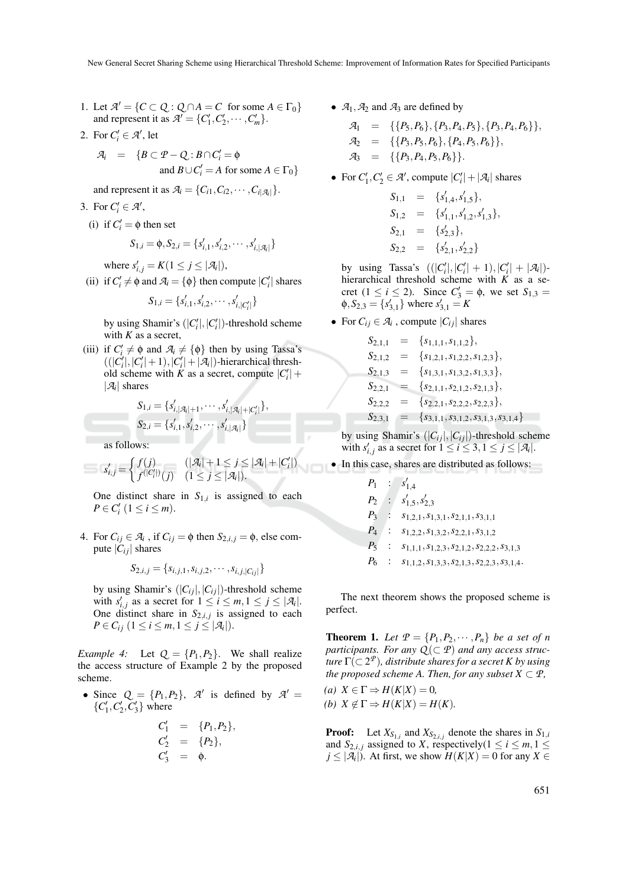1. Let $\mathcal{A}' = \{C \subset Q : Q \cap A = C \text{ for some } A \in \Gamma_0\}$ and represent it as $\mathcal{A}' = \{C'_1, C'_2, \cdots, C'_m\}$.
2. For $C'_i \in \mathcal{A}'$, let

$$\mathcal{A}_i = \{B \subset \mathcal{P} - Q : B \cap C'_i = \phi \text{ and } B \cup C'_i = A \text{ for some } A \in \Gamma_0\}$$

   and represent it as $\mathcal{A}_i = \{C_{i1}, C_{i2}, \cdots, C_{i|\mathcal{A}_i|}\}$.
3. For $C'_i \in \mathcal{A}'$,
   (i) if $C'_i = \phi$ then set

$$S_{1,i} = \phi, S_{2,i} = \{s'_{i,1}, s'_{i,2}, \cdots, s'_{i,|\mathcal{A}_i|}\}$$

   where $s'_{i,j} = K (1 \le j \le |\mathcal{A}_i|)$,

   (ii) if $C'_i \neq \phi$ and $\mathcal{A}_i = \{\phi\}$ then compute $|C'_i|$ shares

$$S_{1,i} = \{s'_{i,1}, s'_{i,2}, \cdots, s'_{i,|C'_i|}\}$$

   by using Shamir's $(|C'_i|, |C'_i|)$-threshold scheme with $K$ as a secret,

   (iii) if $C'_i \neq \phi$ and $\mathcal{A}_i \neq \{\phi\}$ then by using Tassa's $((|C'_i|, |C'_i|+1), |C'_i| + |\mathcal{A}_i|)$-hierarchical threshold scheme with $K$ as a secret, compute $|C'_i| + |\mathcal{A}_i|$ shares

$$S_{1,i} = \{s'_{i,|\mathcal{A}_i|+1}, \cdots, s'_{i,|\mathcal{A}_i|+|C'_i|}\},$$
$$S_{2,i} = \{s'_{i,1}, s'_{i,2}, \cdots, s'_{i,|\mathcal{A}_i|}\}$$

   as follows:

$$s'_{i,j} = \begin{cases} f(j) & (|\mathcal{A}_i| + 1 \le j \le |\mathcal{A}_i| + |C'_i|) \\ f^{(|C'_i|)}(j) & (1 \le j \le |\mathcal{A}_i|). \end{cases}$$

   One distinct share in $S_{1,i}$ is assigned to each $P \in C'_i$ $(1 \le i \le m)$.

4. For $C_{ij} \in \mathcal{A}_i$, if $C_{ij} = \phi$ then $S_{2,i,j} = \phi$, else compute $|C_{ij}|$ shares

$$S_{2,i,j} = \{s_{i,j,1}, s_{i,j,2}, \cdots, s_{i,j,|C_{ij}|}\}$$

   by using Shamir's $(|C_{ij}|, |C_{ij}|)$-threshold scheme with $s'_{i,j}$ as a secret for $1 \le i \le m, 1 \le j \le |\mathcal{A}_i|$. One distinct share in $S_{2,i,j}$ is assigned to each $P \in C_{ij}$ $(1 \le i \le m, 1 \le j \le |\mathcal{A}_i|)$.

*Example 4:* Let $Q = \{P_1, P_2\}$. We shall realize the access structure of Example 2 by the proposed scheme.

- Since $Q = \{P_1, P_2\}$, $\mathcal{A}'$ is defined by $\mathcal{A}' = \{C'_1, C'_2, C'_3\}$ where

$$C'_1 = \{P_1, P_2\},$$
$$C'_2 = \{P_2\},$$
$$C'_3 = \phi.$$

- $\mathcal{A}_1, \mathcal{A}_2$ and $\mathcal{A}_3$ are defined by

$$\mathcal{A}_1 = \{\{P_5, P_6\}, \{P_3, P_4, P_5\}, \{P_3, P_4, P_6\}\},$$
$$\mathcal{A}_2 = \{\{P_3, P_5, P_6\}, \{P_4, P_5, P_6\}\},$$
$$\mathcal{A}_3 = \{\{P_3, P_4, P_5, P_6\}\}.$$

- For $C'_1, C'_2 \in \mathcal{A}'$, compute $|C'_i| + |\mathcal{A}_i|$ shares

$$S_{1,1} = \{s'_{1,4}, s'_{1,5}\},$$
$$S_{1,2} = \{s'_{1,1}, s'_{1,2}, s'_{1,3}\},$$
$$S_{2,1} = \{s'_{2,3}\},$$
$$S_{2,2} = \{s'_{2,1}, s'_{2,2}\}$$

  by using Tassa's $((|C'_i|, |C'_i|+1), |C'_i| + |\mathcal{A}_i|)$-hierarchical threshold scheme with $K$ as a secret $(1 \le i \le 2)$. Since $C'_3 = \phi$, we set $S_{1,3} = \phi, S_{2,3} = \{s'_{3,1}\}$ where $s'_{3,1} = K$

- For $C_{ij} \in \mathcal{A}_i$, compute $|C_{ij}|$ shares

$$S_{2,1,1} = \{s_{1,1,1}, s_{1,1,2}\},$$
$$S_{2,1,2} = \{s_{1,2,1}, s_{1,2,2}, s_{1,2,3}\},$$
$$S_{2,1,3} = \{s_{1,3,1}, s_{1,3,2}, s_{1,3,3}\},$$
$$S_{2,2,1} = \{s_{2,1,1}, s_{2,1,2}, s_{2,1,3}\},$$
$$S_{2,2,2} = \{s_{2,2,1}, s_{2,2,2}, s_{2,2,3}\},$$
$$S_{2,3,1} = \{s_{3,1,1}, s_{3,1,2}, s_{3,1,3}, s_{3,1,4}\}$$

  by using Shamir's $(|C_{ij}|, |C_{ij}|)$-threshold scheme with $s'_{i,j}$ as a secret for $1 \le i \le 3, 1 \le j \le |\mathcal{A}_i|$.

- In this case, shares are distributed as follows:

$$\begin{aligned}
P_1 &: s'_{1,4} \\
P_2 &: s'_{1,5}, s'_{2,3} \\
P_3 &: s_{1,2,1}, s_{1,3,1}, s_{2,1,1}, s_{3,1,1} \\
P_4 &: s_{1,2,2}, s_{1,3,2}, s_{2,2,1}, s_{3,1,2} \\
P_5 &: s_{1,1,1}, s_{1,2,3}, s_{2,1,2}, s_{2,2,2}, s_{3,1,3} \\
P_6 &: s_{1,1,2}, s_{1,3,3}, s_{2,1,3}, s_{2,2,3}, s_{3,1,4}.
\end{aligned}$$

The next theorem shows the proposed scheme is perfect.

**Theorem 1.** *Let $\mathcal{P} = \{P_1, P_2, \cdots, P_n\}$ be a set of $n$ participants. For any $Q (\subset \mathcal{P})$ and any access structure $\Gamma (\subset 2^{\mathcal{P}})$, distribute shares for a secret $K$ by using the proposed scheme A. Then, for any subset $X \subset \mathcal{P}$,*

*(a) $X \in \Gamma \Rightarrow H(K|X) = 0$,*

*(b) $X \notin \Gamma \Rightarrow H(K|X) = H(K)$.*

**Proof:** Let $X_{S_{1,i}}$ and $X_{S_{2,i,j}}$ denote the shares in $S_{1,i}$ and $S_{2,i,j}$ assigned to $X$, respectively$(1 \le i \le m, 1 \le j \le |\mathcal{A}_i|)$. At first, we show $H(K|X) = 0$ for any $X \in$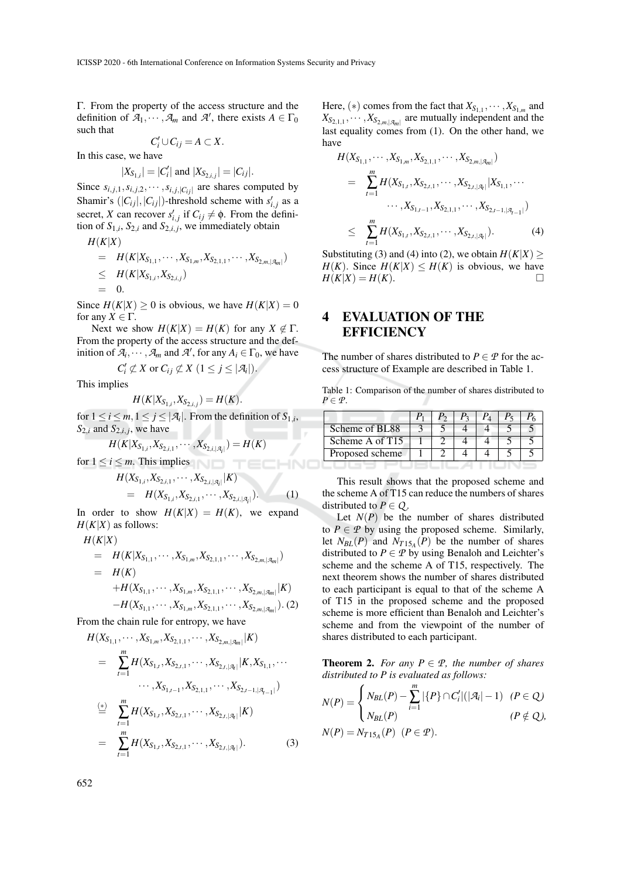Γ. From the property of the access structure and the definition of $\mathcal{A}_1, \cdots, \mathcal{A}_m$ and $\mathcal{A}'$, there exists $A \in \Gamma_0$ such that

$$C'_i \cup C_{ij} = A \subset X.$$

In this case, we have

$$|X_{S_{1,i}}| = |C'_i| \text{ and } |X_{S_{2,i,j}}| = |C_{ij}|.$$

Since $s_{i,j,1}, s_{i,j,2}, \cdots, s_{i,j,|C_{ij}|}$ are shares computed by Shamir's $(|C_{ij}|, |C_{ij}|)$-threshold scheme with $s'_{i,j}$ as a secret, $X$ can recover $s'_{i,j}$ if $C_{ij} \neq \phi$. From the definition of $S_{1,i}$, $S_{2,i}$ and $S_{2,i,j}$, we immediately obtain

$$\begin{aligned}
H(K|X) &= H(K|X_{S_{1,1}}, \cdots, X_{S_{1,m}}, X_{S_{2,1,1}}, \cdots, X_{S_{2,m,|\mathcal{A}_m|}}) \\
&\leq H(K|X_{S_{1,i}}, X_{S_{2,i,j}}) \\
&= 0.
\end{aligned}$$

Since $H(K|X) \geq 0$ is obvious, we have $H(K|X) = 0$ for any $X \in \Gamma$.

Next we show $H(K|X) = H(K)$ for any $X \notin \Gamma$. From the property of the access structure and the definition of $\mathcal{A}_i, \cdots, \mathcal{A}_m$ and $\mathcal{A}'$, for any $A_i \in \Gamma_0$, we have

$$C'_i \not\subset X \text{ or } C_{ij} \not\subset X \ (1 \leq j \leq |\mathcal{A}_i|).$$

This implies

$$H(K|X_{S_{1,i}}, X_{S_{2,i,j}}) = H(K).$$

for $1 \leq i \leq m, 1 \leq j \leq |\mathcal{A}_i|$. From the definition of $S_{1,i}$, $S_{2,i}$ and $S_{2,i,j}$, we have

$$H(K|X_{S_{1,i}}, X_{S_{2,i,1}}, \cdots, X_{S_{2,i,|\mathcal{A}_i|}}) = H(K)$$

for $1 \leq i \leq m$. This implies

$$\begin{aligned}
&H(X_{S_{1,i}}, X_{S_{2,i,1}}, \cdots, X_{S_{2,i,|\mathcal{A}_i|}}|K) \\
&\quad = H(X_{S_{1,i}}, X_{S_{2,i,1}}, \cdots, X_{S_{2,i,|\mathcal{A}_i|}}). \qquad (1)
\end{aligned}$$

In order to show $H(K|X) = H(K)$, we expand $H(K|X)$ as follows:

$$\begin{aligned}
H(K|X) &= H(K|X_{S_{1,1}}, \cdots, X_{S_{1,m}}, X_{S_{2,1,1}}, \cdots, X_{S_{2,m,|\mathcal{A}_m|}}) \\
&= H(K) \\
&\quad + H(X_{S_{1,1}}, \cdots, X_{S_{1,m}}, X_{S_{2,1,1}}, \cdots, X_{S_{2,m,|\mathcal{A}_m|}}|K) \\
&\quad - H(X_{S_{1,1}}, \cdots, X_{S_{1,m}}, X_{S_{2,1,1}}, \cdots, X_{S_{2,m,|\mathcal{A}_m|}}). \qquad (2)
\end{aligned}$$

From the chain rule for entropy, we have

$$\begin{aligned}
&H(X_{S_{1,1}}, \cdots, X_{S_{1,m}}, X_{S_{2,1,1}}, \cdots, X_{S_{2,m,|\mathcal{A}_m|}}|K) \\
&= \sum_{t=1}^{m} H(X_{S_{1,t}}, X_{S_{2,t,1}}, \cdots, X_{S_{2,t,|\mathcal{A}_t|}}|K, X_{S_{1,1}}, \cdots \\
&\qquad \cdots, X_{S_{1,t-1}}, X_{S_{2,1,1}}, \cdots, X_{S_{2,t-1,|\mathcal{A}_{t-1}|}}) \\
&\overset{(*)}{=} \sum_{t=1}^{m} H(X_{S_{1,t}}, X_{S_{2,t,1}}, \cdots, X_{S_{2,t,|\mathcal{A}_t|}}|K) \\
&= \sum_{t=1}^{m} H(X_{S_{1,t}}, X_{S_{2,t,1}}, \cdots, X_{S_{2,t,|\mathcal{A}_t|}}). \qquad (3)
\end{aligned}$$

Here, $(*)$ comes from the fact that $X_{S_{1,1}}, \cdots, X_{S_{1,m}}$ and $X_{S_{2,1,1}}, \cdots, X_{S_{2,m,|\mathcal{A}_m|}}$ are mutually independent and the last equality comes from (1). On the other hand, we have

$$\begin{aligned}
&H(X_{S_{1,1}}, \cdots, X_{S_{1,m}}, X_{S_{2,1,1}}, \cdots, X_{S_{2,m,|\mathcal{A}_m|}}) \\
&= \sum_{t=1}^{m} H(X_{S_{1,t}}, X_{S_{2,t,1}}, \cdots, X_{S_{2,t,|\mathcal{A}_t|}}|X_{S_{1,1}}, \cdots \\
&\qquad \cdots, X_{S_{1,t-1}}, X_{S_{2,1,1}}, \cdots, X_{S_{2,t-1,|\mathcal{A}_{t-1}|}}) \\
&\leq \sum_{t=1}^{m} H(X_{S_{1,t}}, X_{S_{2,t,1}}, \cdots, X_{S_{2,t,|\mathcal{A}_t|}}). \qquad (4)
\end{aligned}$$

Substituting (3) and (4) into (2), we obtain $H(K|X) \geq H(K)$. Since $H(K|X) \leq H(K)$ is obvious, we have $H(K|X) = H(K)$. □

# 4 EVALUATION OF THE EFFICIENCY

The number of shares distributed to $P \in \mathcal{P}$ for the access structure of Example are described in Table 1.

Table 1: Comparison of the number of shares distributed to $P \in \mathcal{P}$.

| | $P_1$ | $P_2$ | $P_3$ | $P_4$ | $P_5$ | $P_6$ |
|---|---|---|---|---|---|---|
| Scheme of BL88 | 3 | 5 | 4 | 4 | 5 | 5 |
| Scheme A of T15 | 1 | 2 | 4 | 4 | 5 | 5 |
| Proposed scheme | 1 | 2 | 4 | 4 | 5 | 5 |

This result shows that the proposed scheme and the scheme A of T15 can reduce the numbers of shares distributed to $P \in \mathcal{Q}$.

Let $N(P)$ be the number of shares distributed to $P \in \mathcal{P}$ by using the proposed scheme. Similarly, let $N_{BL}(P)$ and $N_{T15_A}(P)$ be the number of shares distributed to $P \in \mathcal{P}$ by using Benaloh and Leichter's scheme and the scheme A of T15, respectively. The next theorem shows the number of shares distributed to each participant is equal to that of the scheme A of T15 in the proposed scheme and the proposed scheme is more efficient than Benaloh and Leichter's scheme and from the viewpoint of the number of shares distributed to each participant.

**Theorem 2.** *For any $P \in \mathcal{P}$, the number of shares distributed to $P$ is evaluated as follows:*

$$N(P) = \begin{cases} N_{BL}(P) - \sum_{i=1}^{m} |\{P\} \cap C'_i|(|\mathcal{A}_i| - 1) & (P \in \mathcal{Q}) \\ N_{BL}(P) & (P \notin \mathcal{Q}), \end{cases}$$

$$N(P) = N_{T15_A}(P) \ \ (P \in \mathcal{P}).$$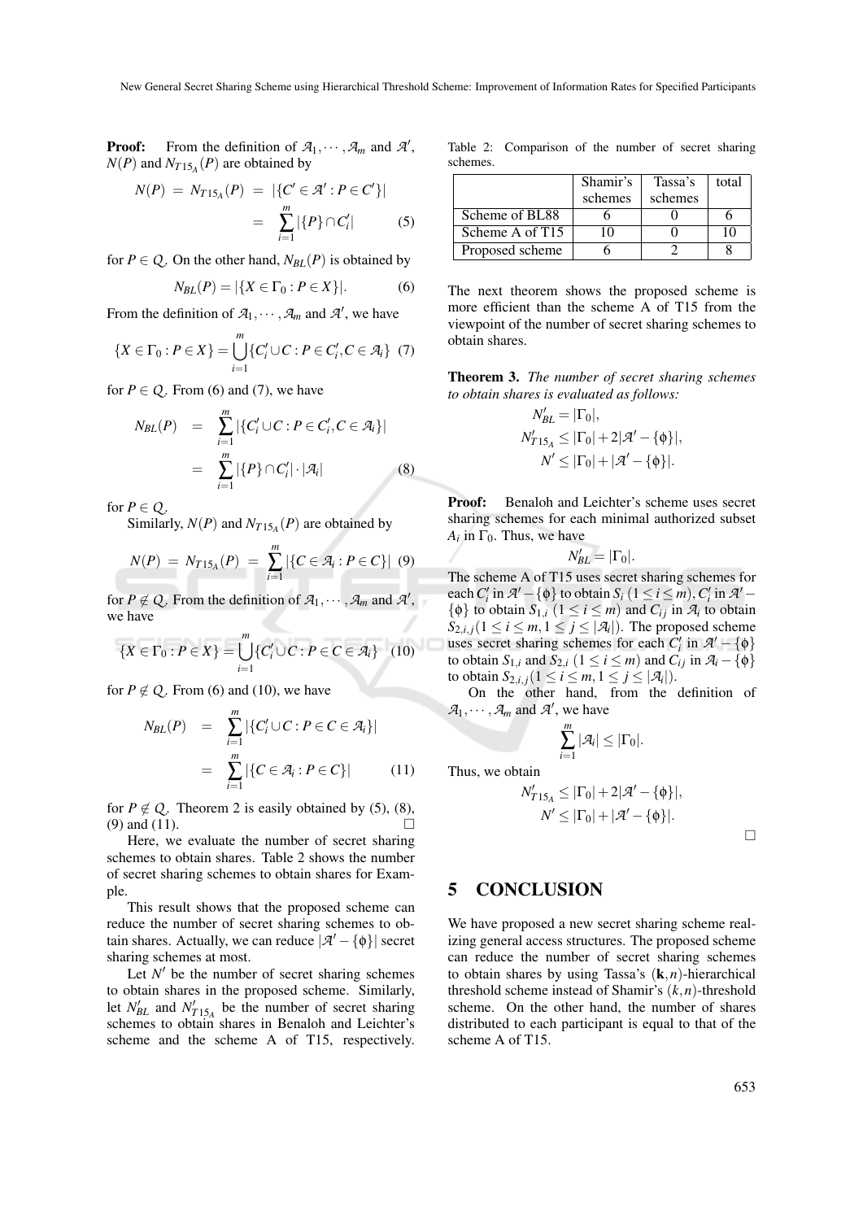**Proof:** From the definition of $\mathcal{A}_1, \cdots, \mathcal{A}_m$ and $\mathcal{A}'$, $N(P)$ and $N_{T15_A}(P)$ are obtained by

$$N(P) = N_{T15_A}(P) = |\{C' \in \mathcal{A}' : P \in C'\}| = \sum_{i=1}^{m} |\{P\} \cap C'_i| \quad (5)$$

for $P \in Q$. On the other hand, $N_{BL}(P)$ is obtained by

$$N_{BL}(P) = |\{X \in \Gamma_0 : P \in X\}|. \quad (6)$$

From the definition of $\mathcal{A}_1, \cdots, \mathcal{A}_m$ and $\mathcal{A}'$, we have

$$\{X \in \Gamma_0 : P \in X\} = \bigcup_{i=1}^{m} \{C'_i \cup C : P \in C'_i, C \in \mathcal{A}_i\} \quad (7)$$

for $P \in Q$. From (6) and (7), we have

$$N_{BL}(P) = \sum_{i=1}^{m} |\{C'_i \cup C : P \in C'_i, C \in \mathcal{A}_i\}| = \sum_{i=1}^{m} |\{P\} \cap C'_i| \cdot |\mathcal{A}_i| \quad (8)$$

for $P \in Q$.

Similarly, $N(P)$ and $N_{T15_A}(P)$ are obtained by

$$N(P) = N_{T15_A}(P) = \sum_{i=1}^{m} |\{C \in \mathcal{A}_i : P \in C\}| \quad (9)$$

for $P \notin Q$. From the definition of $\mathcal{A}_1, \cdots, \mathcal{A}_m$ and $\mathcal{A}'$, we have

$$\{X \in \Gamma_0 : P \in X\} = \bigcup_{i=1}^{m} \{C'_i \cup C : P \in C \in \mathcal{A}_i\} \quad (10)$$

for $P \notin Q$. From (6) and (10), we have

$$N_{BL}(P) = \sum_{i=1}^{m} |\{C'_i \cup C : P \in C \in \mathcal{A}_i\}| = \sum_{i=1}^{m} |\{C \in \mathcal{A}_i : P \in C\}| \quad (11)$$

for $P \notin Q$. Theorem 2 is easily obtained by (5), (8), (9) and (11). □

Here, we evaluate the number of secret sharing schemes to obtain shares. Table 2 shows the number of secret sharing schemes to obtain shares for Example.

This result shows that the proposed scheme can reduce the number of secret sharing schemes to obtain shares. Actually, we can reduce $|\mathcal{A}' - \{\phi\}|$ secret sharing schemes at most.

Let $N'$ be the number of secret sharing schemes to obtain shares in the proposed scheme. Similarly, let $N'_{BL}$ and $N'_{T15_A}$ be the number of secret sharing schemes to obtain shares in Benaloh and Leichter's scheme and the scheme A of T15, respectively.

Table 2: Comparison of the number of secret sharing schemes.

| | Shamir's schemes | Tassa's schemes | total |
|---|---|---|---|
| Scheme of BL88 | 6 | 0 | 6 |
| Scheme A of T15 | 10 | 0 | 10 |
| Proposed scheme | 6 | 2 | 8 |

The next theorem shows the proposed scheme is more efficient than the scheme A of T15 from the viewpoint of the number of secret sharing schemes to obtain shares.

**Theorem 3.** *The number of secret sharing schemes to obtain shares is evaluated as follows:*

$$N'_{BL} = |\Gamma_0|,$$
$$N'_{T15_A} \leq |\Gamma_0| + 2|\mathcal{A}' - \{\phi\}|,$$
$$N' \leq |\Gamma_0| + |\mathcal{A}' - \{\phi\}|.$$

**Proof:** Benaloh and Leichter's scheme uses secret sharing schemes for each minimal authorized subset $A_i$ in $\Gamma_0$. Thus, we have

$$N'_{BL} = |\Gamma_0|.$$

The scheme A of T15 uses secret sharing schemes for each $C'_i$ in $\mathcal{A}' - \{\phi\}$ to obtain $S_i$ $(1 \leq i \leq m)$, $C'_i$ in $\mathcal{A}' - \{\phi\}$ to obtain $S_{1,i}$ $(1 \leq i \leq m)$ and $C_{ij}$ in $\mathcal{A}_i$ to obtain $S_{2,i,j} (1 \leq i \leq m, 1 \leq j \leq |\mathcal{A}_i|)$. The proposed scheme uses secret sharing schemes for each $C'_i$ in $\mathcal{A}' - \{\phi\}$ to obtain $S_{1,i}$ and $S_{2,i}$ $(1 \leq i \leq m)$ and $C_{ij}$ in $\mathcal{A}_i - \{\phi\}$ to obtain $S_{2,i,j} (1 \leq i \leq m, 1 \leq j \leq |\mathcal{A}_i|)$.

On the other hand, from the definition of $\mathcal{A}_1, \cdots, \mathcal{A}_m$ and $\mathcal{A}'$, we have

$$\sum_{i=1}^{m} |\mathcal{A}_i| \leq |\Gamma_0|.$$

Thus, we obtain

$$N'_{T15_A} \leq |\Gamma_0| + 2|\mathcal{A}' - \{\phi\}|,$$
$$N' \leq |\Gamma_0| + |\mathcal{A}' - \{\phi\}|.$$

□

## 5 CONCLUSION

We have proposed a new secret sharing scheme realizing general access structures. The proposed scheme can reduce the number of secret sharing schemes to obtain shares by using Tassa's $(\mathbf{k}, n)$-hierarchical threshold scheme instead of Shamir's $(k, n)$-threshold scheme. On the other hand, the number of shares distributed to each participant is equal to that of the scheme A of T15.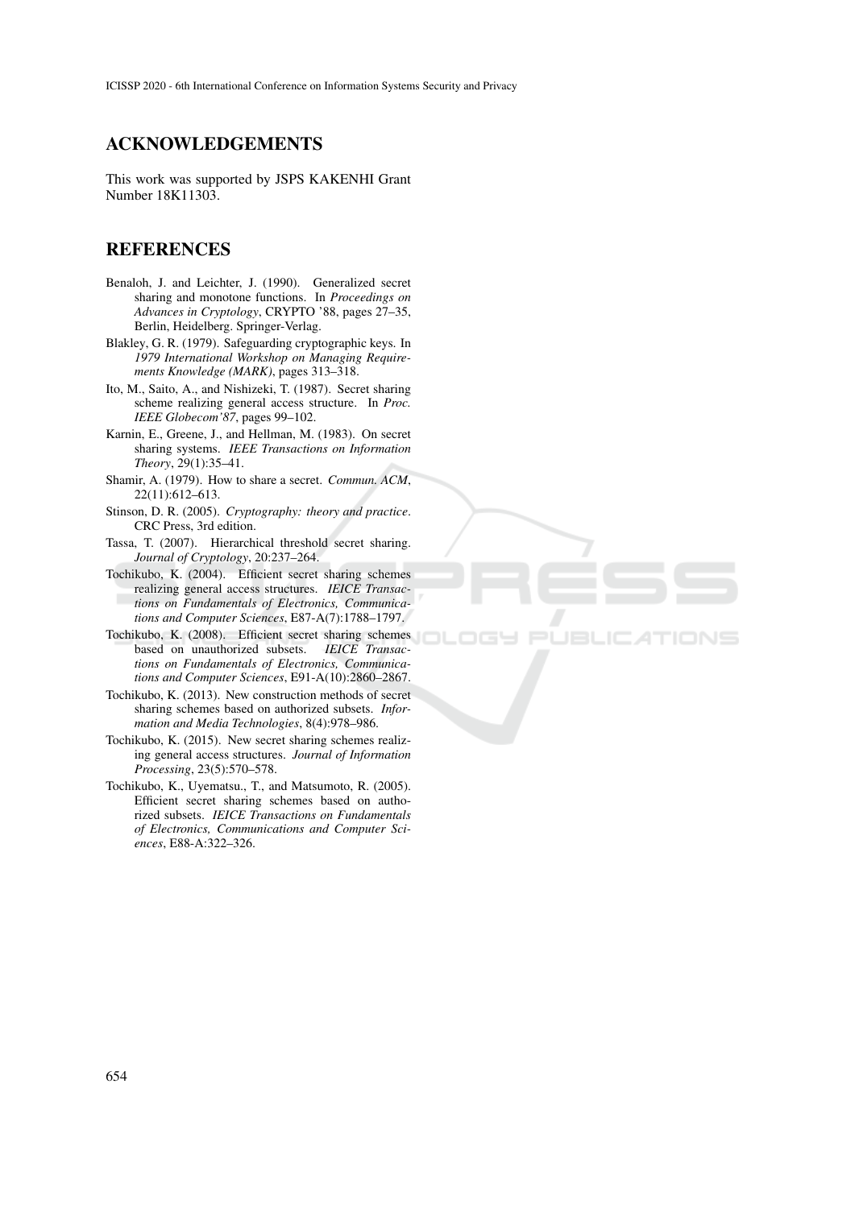## ACKNOWLEDGEMENTS

This work was supported by JSPS KAKENHI Grant Number 18K11303.

## REFERENCES

Benaloh, J. and Leichter, J. (1990). Generalized secret sharing and monotone functions. In *Proceedings on Advances in Cryptology*, CRYPTO '88, pages 27–35, Berlin, Heidelberg. Springer-Verlag.

Blakley, G. R. (1979). Safeguarding cryptographic keys. In *1979 International Workshop on Managing Requirements Knowledge (MARK)*, pages 313–318.

Ito, M., Saito, A., and Nishizeki, T. (1987). Secret sharing scheme realizing general access structure. In *Proc. IEEE Globecom'87*, pages 99–102.

Karnin, E., Greene, J., and Hellman, M. (1983). On secret sharing systems. *IEEE Transactions on Information Theory*, 29(1):35–41.

Shamir, A. (1979). How to share a secret. *Commun. ACM*, 22(11):612–613.

Stinson, D. R. (2005). *Cryptography: theory and practice*. CRC Press, 3rd edition.

Tassa, T. (2007). Hierarchical threshold secret sharing. *Journal of Cryptology*, 20:237–264.

Tochikubo, K. (2004). Efficient secret sharing schemes realizing general access structures. *IEICE Transactions on Fundamentals of Electronics, Communications and Computer Sciences*, E87-A(7):1788–1797.

Tochikubo, K. (2008). Efficient secret sharing schemes based on unauthorized subsets. *IEICE Transactions on Fundamentals of Electronics, Communications and Computer Sciences*, E91-A(10):2860–2867.

Tochikubo, K. (2013). New construction methods of secret sharing schemes based on authorized subsets. *Information and Media Technologies*, 8(4):978–986.

Tochikubo, K. (2015). New secret sharing schemes realizing general access structures. *Journal of Information Processing*, 23(5):570–578.

Tochikubo, K., Uyematsu., T., and Matsumoto, R. (2005). Efficient secret sharing schemes based on authorized subsets. *IEICE Transactions on Fundamentals of Electronics, Communications and Computer Sciences*, E88-A:322–326.